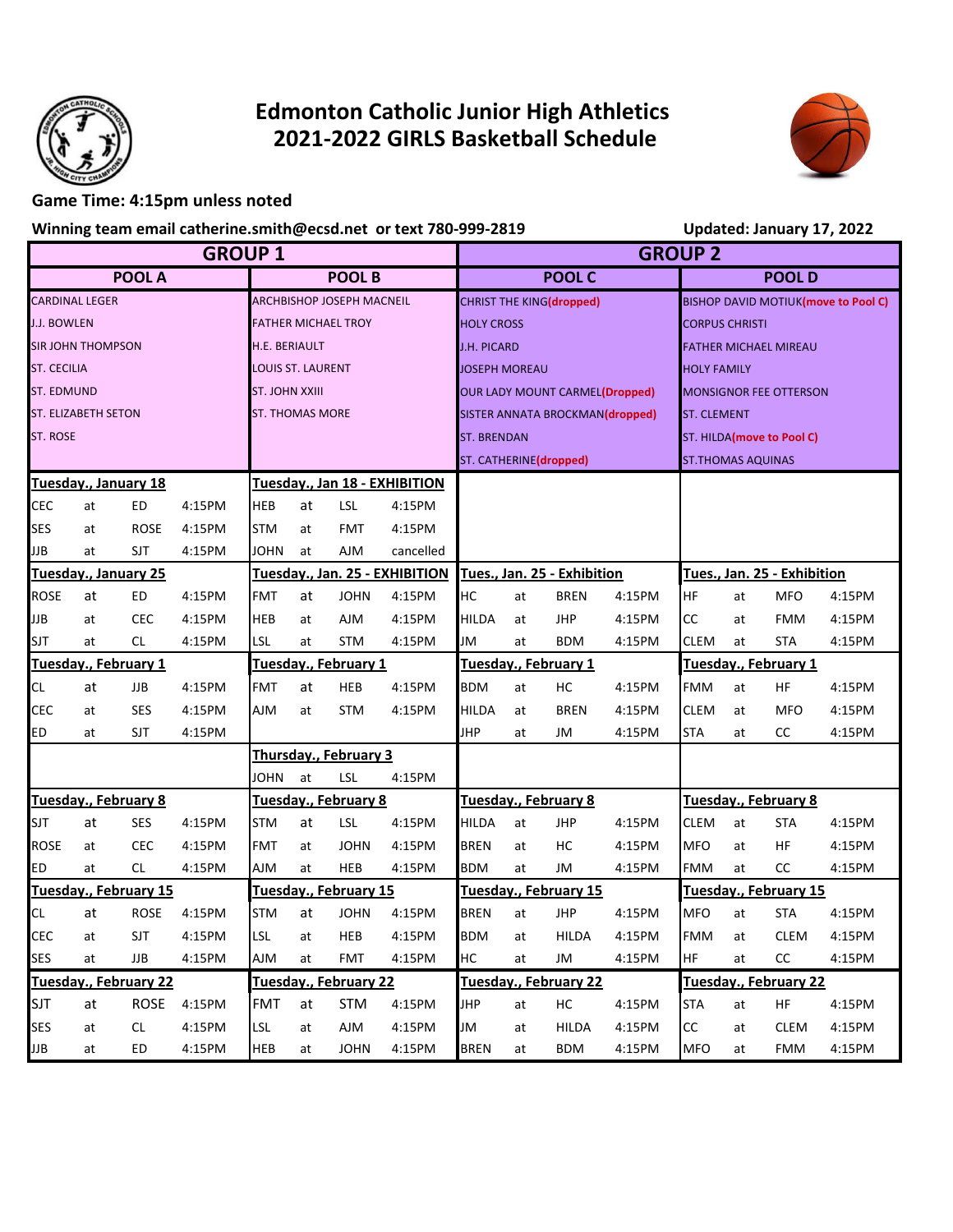# Edmonton Catholic Junior High Athletics
# 2021-2022 GIRLS Basketball Schedule

**Game Time: 4:15pm unless noted**

**Winning team email catherine.smith@ecsd.net or text 780-999-2819**

**Updated: January 17, 2022**

| GROUP 1 | | GROUP 2 | |
|---|---|---|---|
| **POOL A** | **POOL B** | **POOL C** | **POOL D** |
| CARDINAL LEGER | ARCHBISHOP JOSEPH MACNEIL | CHRIST THE KING(dropped) | BISHOP DAVID MOTIUK(move to Pool C) |
| J.J. BOWLEN | FATHER MICHAEL TROY | HOLY CROSS | CORPUS CHRISTI |
| SIR JOHN THOMPSON | H.E. BERIAULT | J.H. PICARD | FATHER MICHAEL MIREAU |
| ST. CECILIA | LOUIS ST. LAURENT | JOSEPH MOREAU | HOLY FAMILY |
| ST. EDMUND | ST. JOHN XXIII | OUR LADY MOUNT CARMEL(Dropped) | MONSIGNOR FEE OTTERSON |
| ST. ELIZABETH SETON | ST. THOMAS MORE | SISTER ANNATA BROCKMAN(dropped) | ST. CLEMENT |
| ST. ROSE | | ST. BRENDAN | ST. HILDA(move to Pool C) |
| | | ST. CATHERINE(dropped) | ST.THOMAS AQUINAS |

| Pool A | | | | Pool B | | | | Pool C | | | | Pool D | | | |
|---|---|---|---|---|---|---|---|---|---|---|---|---|---|---|---|
| **Tuesday., January 18** | | | | **Tuesday., Jan 18 - EXHIBITION** | | | | | | | | | | | |
| CEC | at | ED | 4:15PM | HEB | at | LSL | 4:15PM | | | | | | | | |
| SES | at | ROSE | 4:15PM | STM | at | FMT | 4:15PM | | | | | | | | |
| JJB | at | SJT | 4:15PM | JOHN | at | AJM | cancelled | | | | | | | | |
| **Tuesday., January 25** | | | | **Tuesday., Jan. 25 - EXHIBITION** | | | | **Tues., Jan. 25 - Exhibition** | | | | **Tues., Jan. 25 - Exhibition** | | | |
| ROSE | at | ED | 4:15PM | FMT | at | JOHN | 4:15PM | HC | at | BREN | 4:15PM | HF | at | MFO | 4:15PM |
| JJB | at | CEC | 4:15PM | HEB | at | AJM | 4:15PM | HILDA | at | JHP | 4:15PM | CC | at | FMM | 4:15PM |
| SJT | at | CL | 4:15PM | LSL | at | STM | 4:15PM | JM | at | BDM | 4:15PM | CLEM | at | STA | 4:15PM |
| **Tuesday., February 1** | | | | **Tuesday., February 1** | | | | **Tuesday., February 1** | | | | **Tuesday., February 1** | | | |
| CL | at | JJB | 4:15PM | FMT | at | HEB | 4:15PM | BDM | at | HC | 4:15PM | FMM | at | HF | 4:15PM |
| CEC | at | SES | 4:15PM | AJM | at | STM | 4:15PM | HILDA | at | BREN | 4:15PM | CLEM | at | MFO | 4:15PM |
| ED | at | SJT | 4:15PM | | | | | JHP | at | JM | 4:15PM | STA | at | CC | 4:15PM |
| | | | | **Thursday., February 3** | | | | | | | | | | | |
| | | | | JOHN | at | LSL | 4:15PM | | | | | | | | |
| **Tuesday., February 8** | | | | **Tuesday., February 8** | | | | **Tuesday., February 8** | | | | **Tuesday., February 8** | | | |
| SJT | at | SES | 4:15PM | STM | at | LSL | 4:15PM | HILDA | at | JHP | 4:15PM | CLEM | at | STA | 4:15PM |
| ROSE | at | CEC | 4:15PM | FMT | at | JOHN | 4:15PM | BREN | at | HC | 4:15PM | MFO | at | HF | 4:15PM |
| ED | at | CL | 4:15PM | AJM | at | HEB | 4:15PM | BDM | at | JM | 4:15PM | FMM | at | CC | 4:15PM |
| **Tuesday., February 15** | | | | **Tuesday., February 15** | | | | **Tuesday., February 15** | | | | **Tuesday., February 15** | | | |
| CL | at | ROSE | 4:15PM | STM | at | JOHN | 4:15PM | BREN | at | JHP | 4:15PM | MFO | at | STA | 4:15PM |
| CEC | at | SJT | 4:15PM | LSL | at | HEB | 4:15PM | BDM | at | HILDA | 4:15PM | FMM | at | CLEM | 4:15PM |
| SES | at | JJB | 4:15PM | AJM | at | FMT | 4:15PM | HC | at | JM | 4:15PM | HF | at | CC | 4:15PM |
| **Tuesday., February 22** | | | | **Tuesday., February 22** | | | | **Tuesday., February 22** | | | | **Tuesday., February 22** | | | |
| SJT | at | ROSE | 4:15PM | FMT | at | STM | 4:15PM | JHP | at | HC | 4:15PM | STA | at | HF | 4:15PM |
| SES | at | CL | 4:15PM | LSL | at | AJM | 4:15PM | JM | at | HILDA | 4:15PM | CC | at | CLEM | 4:15PM |
| JJB | at | ED | 4:15PM | HEB | at | JOHN | 4:15PM | BREN | at | BDM | 4:15PM | MFO | at | FMM | 4:15PM |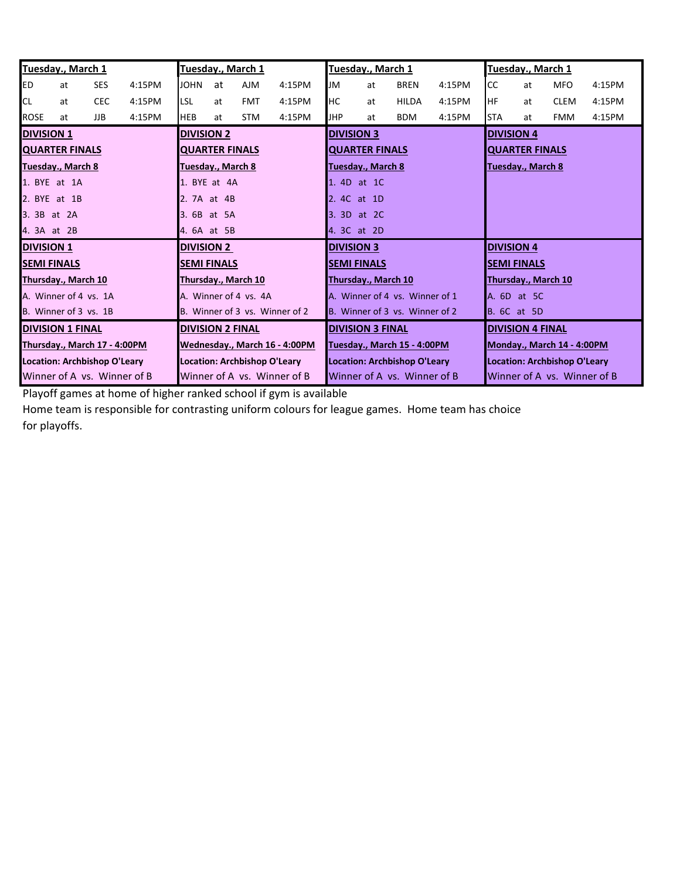| Tuesday., March 1 | | | | Tuesday., March 1 | | | | Tuesday., March 1 | | | | Tuesday., March 1 | | | |
|---|---|---|---|---|---|---|---|---|---|---|---|---|---|---|---|
| ED | at | SES | 4:15PM | JOHN | at | AJM | 4:15PM | JM | at | BREN | 4:15PM | CC | at | MFO | 4:15PM |
| CL | at | CEC | 4:15PM | LSL | at | FMT | 4:15PM | HC | at | HILDA | 4:15PM | HF | at | CLEM | 4:15PM |
| ROSE | at | JJB | 4:15PM | HEB | at | STM | 4:15PM | JHP | at | BDM | 4:15PM | STA | at | FMM | 4:15PM |

| DIVISION 1 | DIVISION 2 | DIVISION 3 | DIVISION 4 |
|---|---|---|---|
| QUARTER FINALS | QUARTER FINALS | QUARTER FINALS | QUARTER FINALS |
| Tuesday., March 8 | Tuesday., March 8 | Tuesday., March 8 | Tuesday., March 8 |
| 1. BYE at 1A | 1. BYE at 4A | 1. 4D at 1C | |
| 2. BYE at 1B | 2. 7A at 4B | 2. 4C at 1D | |
| 3. 3B at 2A | 3. 6B at 5A | 3. 3D at 2C | |
| 4. 3A at 2B | 4. 6A at 5B | 4. 3C at 2D | |
| DIVISION 1 | DIVISION 2 | DIVISION 3 | DIVISION 4 |
| SEMI FINALS | SEMI FINALS | SEMI FINALS | SEMI FINALS |
| Thursday., March 10 | Thursday., March 10 | Thursday., March 10 | Thursday., March 10 |
| A. Winner of 4 vs. 1A | A. Winner of 4 vs. 4A | A. Winner of 4 vs. Winner of 1 | A. 6D at 5C |
| B. Winner of 3 vs. 1B | B. Winner of 3 vs. Winner of 2 | B. Winner of 3 vs. Winner of 2 | B. 6C at 5D |
| DIVISION 1 FINAL | DIVISION 2 FINAL | DIVISION 3 FINAL | DIVISION 4 FINAL |
| Thursday., March 17 - 4:00PM | Wednesday., March 16 - 4:00PM | Tuesday., March 15 - 4:00PM | Monday., March 14 - 4:00PM |
| Location: Archbishop O'Leary | Location: Archbishop O'Leary | Location: Archbishop O'Leary | Location: Archbishop O'Leary |
| Winner of A vs. Winner of B | Winner of A vs. Winner of B | Winner of A vs. Winner of B | Winner of A vs. Winner of B |

Playoff games at home of higher ranked school if gym is available

Home team is responsible for contrasting uniform colours for league games. Home team has choice for playoffs.